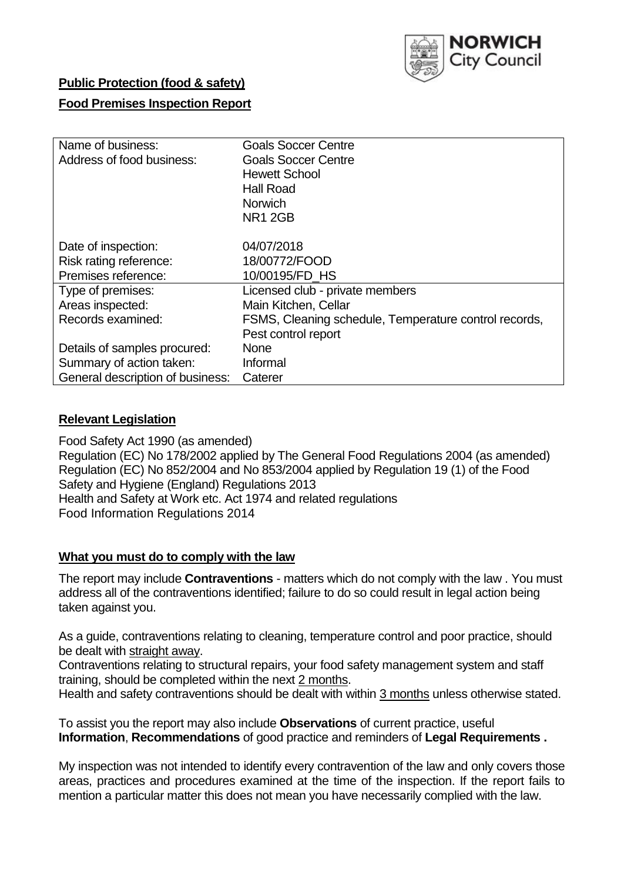NORWICH City Council

**Public Protection (food & safety)**

**Food Premises Inspection Report**

| Name of business: | Goals Soccer Centre |
|---|---|
| Address of food business: | Goals Soccer Centre<br>Hewett School<br>Hall Road<br>Norwich<br>NR1 2GB |
| Date of inspection: | 04/07/2018 |
| Risk rating reference: | 18/00772/FOOD |
| Premises reference: | 10/00195/FD_HS |
| Type of premises: | Licensed club - private members |
| Areas inspected: | Main Kitchen, Cellar |
| Records examined: | FSMS, Cleaning schedule, Temperature control records, Pest control report |
| Details of samples procured: | None |
| Summary of action taken: | Informal |
| General description of business: | Caterer |

## Relevant Legislation

Food Safety Act 1990 (as amended)
Regulation (EC) No 178/2002 applied by The General Food Regulations 2004 (as amended)
Regulation (EC) No 852/2004 and No 853/2004 applied by Regulation 19 (1) of the Food Safety and Hygiene (England) Regulations 2013
Health and Safety at Work etc. Act 1974 and related regulations
Food Information Regulations 2014

## What you must do to comply with the law

The report may include **Contraventions** - matters which do not comply with the law . You must address all of the contraventions identified; failure to do so could result in legal action being taken against you.

As a guide, contraventions relating to cleaning, temperature control and poor practice, should be dealt with straight away.

Contraventions relating to structural repairs, your food safety management system and staff training, should be completed within the next 2 months.

Health and safety contraventions should be dealt with within 3 months unless otherwise stated.

To assist you the report may also include **Observations** of current practice, useful **Information**, **Recommendations** of good practice and reminders of **Legal Requirements .**

My inspection was not intended to identify every contravention of the law and only covers those areas, practices and procedures examined at the time of the inspection. If the report fails to mention a particular matter this does not mean you have necessarily complied with the law.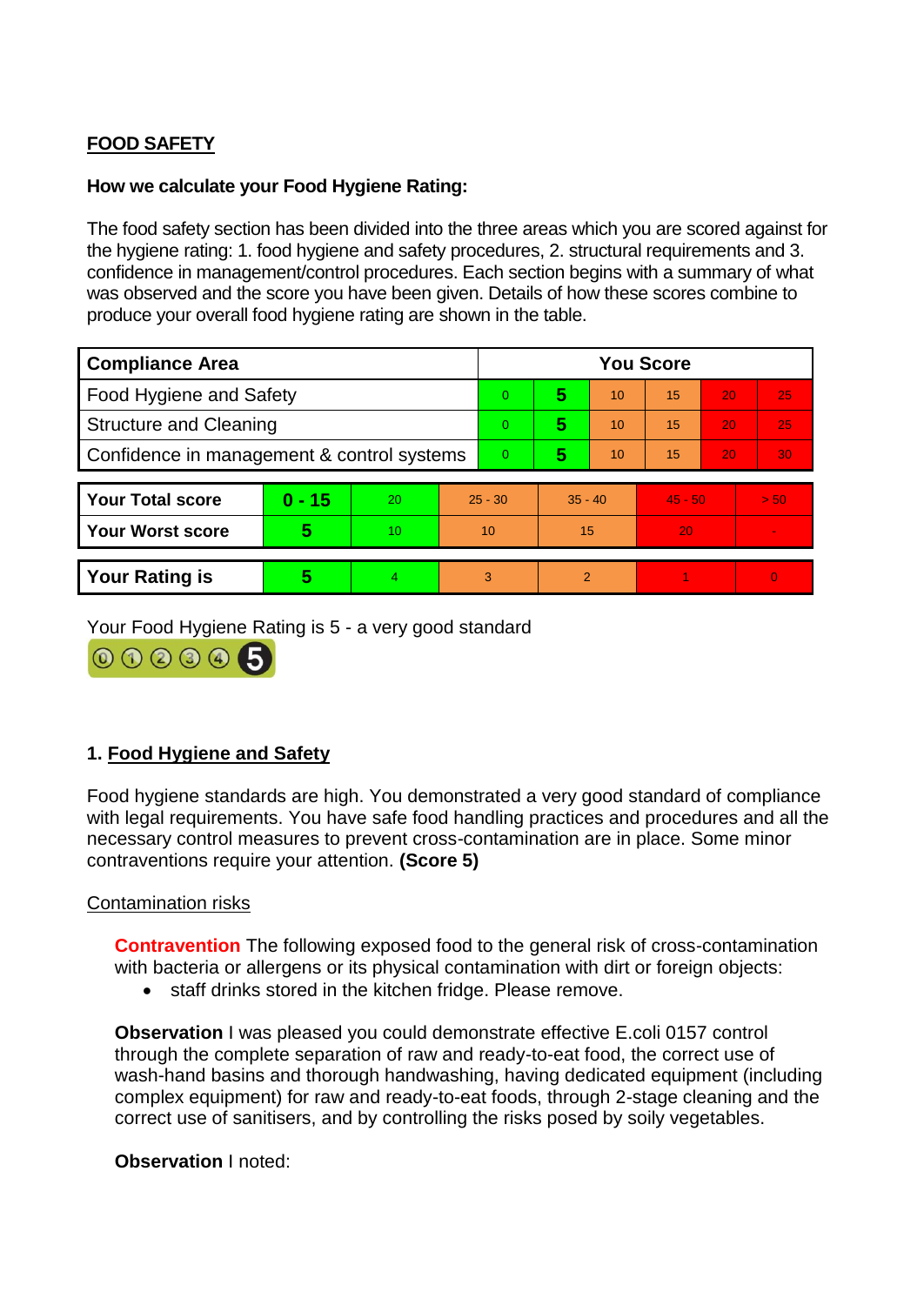## FOOD SAFETY

**How we calculate your Food Hygiene Rating:**

The food safety section has been divided into the three areas which you are scored against for the hygiene rating: 1. food hygiene and safety procedures, 2. structural requirements and 3. confidence in management/control procedures. Each section begins with a summary of what was observed and the score you have been given. Details of how these scores combine to produce your overall food hygiene rating are shown in the table.

| Compliance Area | You Score | | | | | |
|---|---|---|---|---|---|---|
| Food Hygiene and Safety | 0 | **5** | 10 | 15 | 20 | 25 |
| Structure and Cleaning | 0 | **5** | 10 | 15 | 20 | 25 |
| Confidence in management & control systems | 0 | **5** | 10 | 15 | 20 | 30 |

| | | | | | | |
|---|---|---|---|---|---|---|
| **Your Total score** | **0 - 15** | 20 | 25 - 30 | 35 - 40 | 45 - 50 | > 50 |
| **Your Worst score** | **5** | 10 | 10 | 15 | 20 | - |

| | | | | | | |
|---|---|---|---|---|---|---|
| **Your Rating is** | **5** | 4 | 3 | 2 | 1 | 0 |

Your Food Hygiene Rating is 5 - a very good standard

### 1. Food Hygiene and Safety

Food hygiene standards are high. You demonstrated a very good standard of compliance with legal requirements. You have safe food handling practices and procedures and all the necessary control measures to prevent cross-contamination are in place. Some minor contraventions require your attention. **(Score 5)**

Contamination risks

**Contravention** The following exposed food to the general risk of cross-contamination with bacteria or allergens or its physical contamination with dirt or foreign objects:

- staff drinks stored in the kitchen fridge. Please remove.

**Observation** I was pleased you could demonstrate effective E.coli 0157 control through the complete separation of raw and ready-to-eat food, the correct use of wash-hand basins and thorough handwashing, having dedicated equipment (including complex equipment) for raw and ready-to-eat foods, through 2-stage cleaning and the correct use of sanitisers, and by controlling the risks posed by soily vegetables.

**Observation** I noted: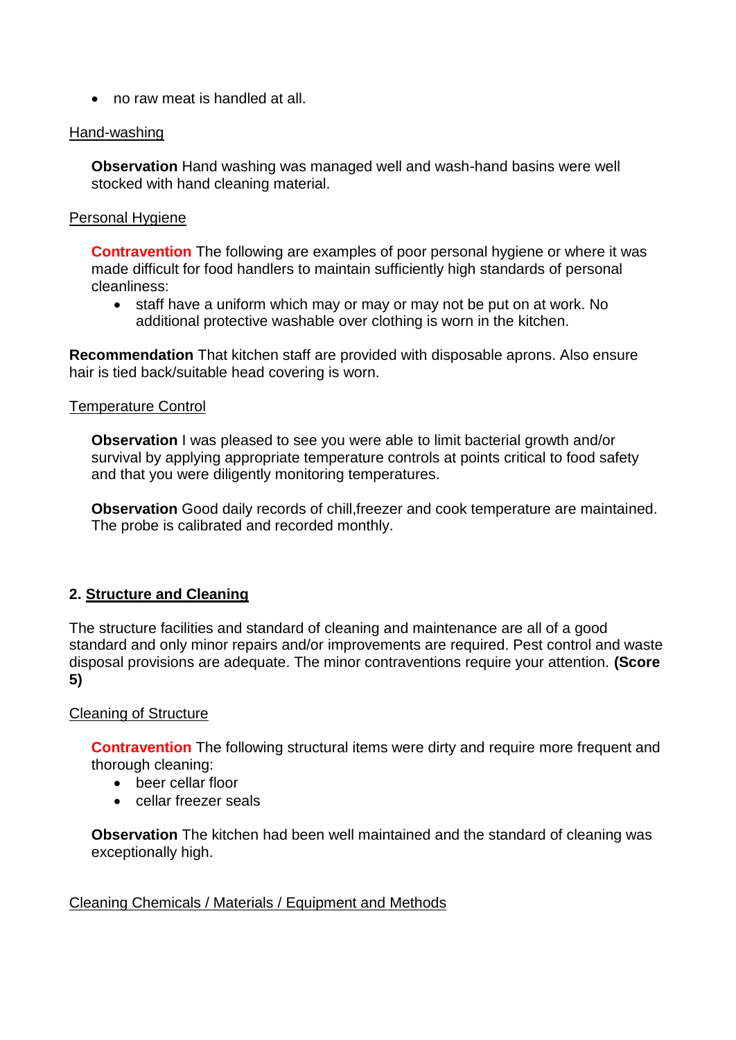- no raw meat is handled at all.

Hand-washing

**Observation** Hand washing was managed well and wash-hand basins were well stocked with hand cleaning material.

Personal Hygiene

**Contravention** The following are examples of poor personal hygiene or where it was made difficult for food handlers to maintain sufficiently high standards of personal cleanliness:

- staff have a uniform which may or may or may not be put on at work. No additional protective washable over clothing is worn in the kitchen.

**Recommendation** That kitchen staff are provided with disposable aprons. Also ensure hair is tied back/suitable head covering is worn.

Temperature Control

**Observation** I was pleased to see you were able to limit bacterial growth and/or survival by applying appropriate temperature controls at points critical to food safety and that you were diligently monitoring temperatures.

**Observation** Good daily records of chill,freezer and cook temperature are maintained. The probe is calibrated and recorded monthly.

## 2. Structure and Cleaning

The structure facilities and standard of cleaning and maintenance are all of a good standard and only minor repairs and/or improvements are required. Pest control and waste disposal provisions are adequate. The minor contraventions require your attention. **(Score 5)**

Cleaning of Structure

**Contravention** The following structural items were dirty and require more frequent and thorough cleaning:

- beer cellar floor
- cellar freezer seals

**Observation** The kitchen had been well maintained and the standard of cleaning was exceptionally high.

Cleaning Chemicals / Materials / Equipment and Methods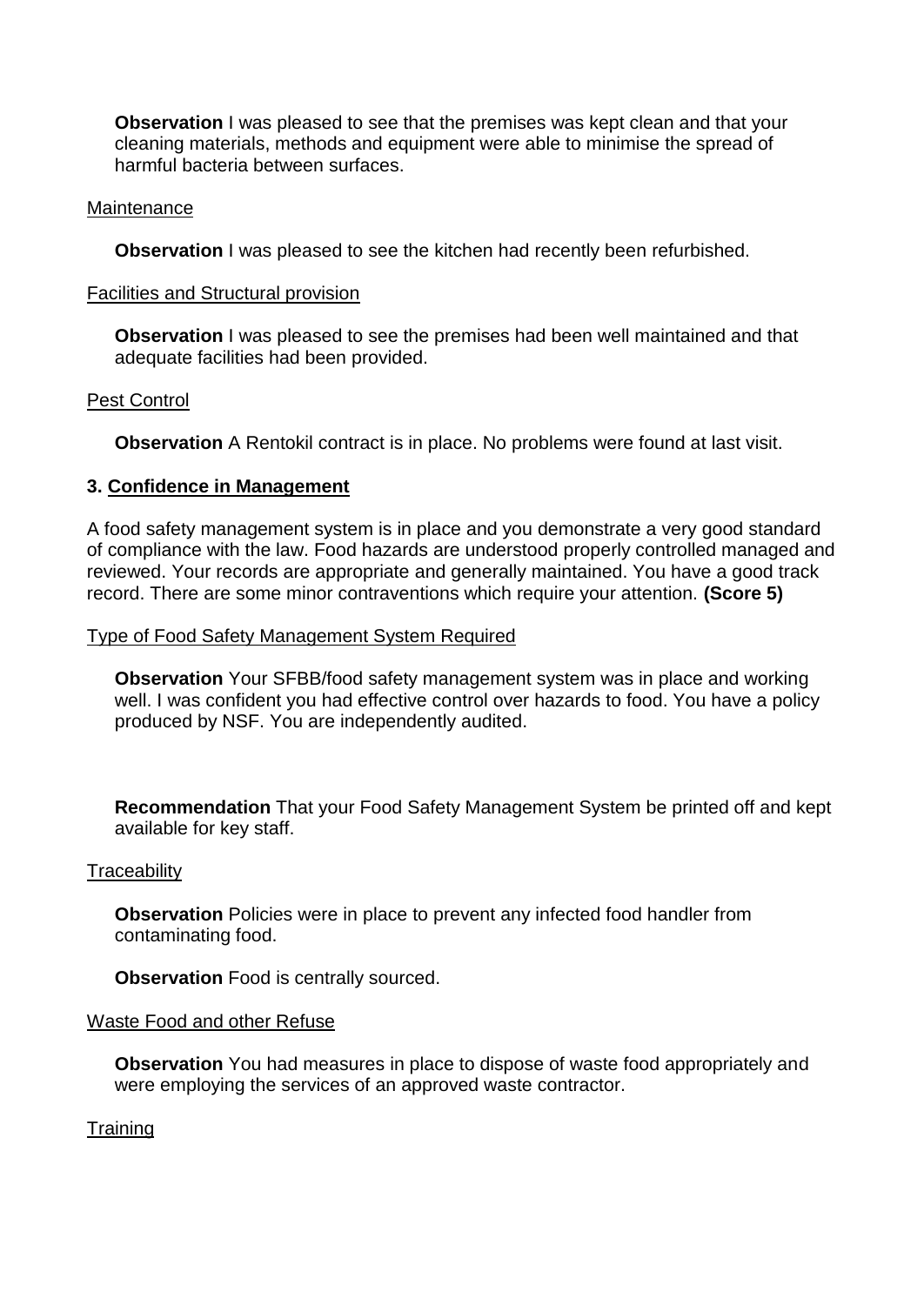**Observation** I was pleased to see that the premises was kept clean and that your cleaning materials, methods and equipment were able to minimise the spread of harmful bacteria between surfaces.

Maintenance

**Observation** I was pleased to see the kitchen had recently been refurbished.

Facilities and Structural provision

**Observation** I was pleased to see the premises had been well maintained and that adequate facilities had been provided.

Pest Control

**Observation** A Rentokil contract is in place. No problems were found at last visit.

### 3. Confidence in Management

A food safety management system is in place and you demonstrate a very good standard of compliance with the law. Food hazards are understood properly controlled managed and reviewed. Your records are appropriate and generally maintained. You have a good track record. There are some minor contraventions which require your attention. **(Score 5)**

Type of Food Safety Management System Required

**Observation** Your SFBB/food safety management system was in place and working well. I was confident you had effective control over hazards to food. You have a policy produced by NSF. You are independently audited.

**Recommendation** That your Food Safety Management System be printed off and kept available for key staff.

Traceability

**Observation** Policies were in place to prevent any infected food handler from contaminating food.

**Observation** Food is centrally sourced.

Waste Food and other Refuse

**Observation** You had measures in place to dispose of waste food appropriately and were employing the services of an approved waste contractor.

Training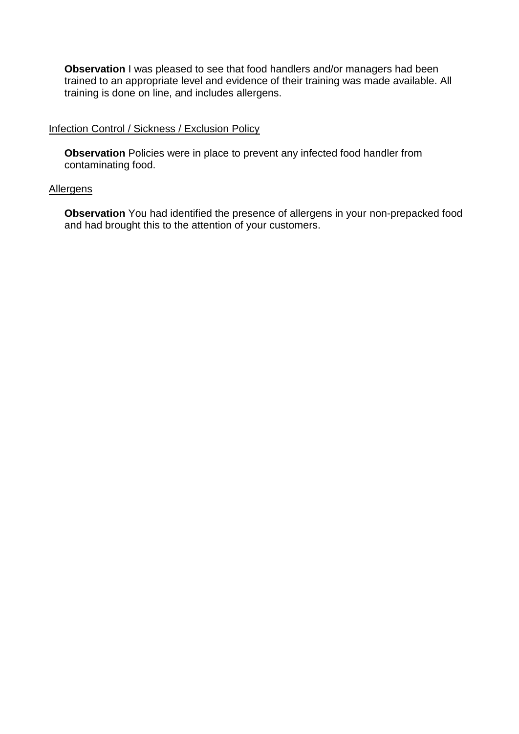**Observation** I was pleased to see that food handlers and/or managers had been trained to an appropriate level and evidence of their training was made available. All training is done on line, and includes allergens.

Infection Control / Sickness / Exclusion Policy

**Observation** Policies were in place to prevent any infected food handler from contaminating food.

Allergens

**Observation** You had identified the presence of allergens in your non-prepacked food and had brought this to the attention of your customers.